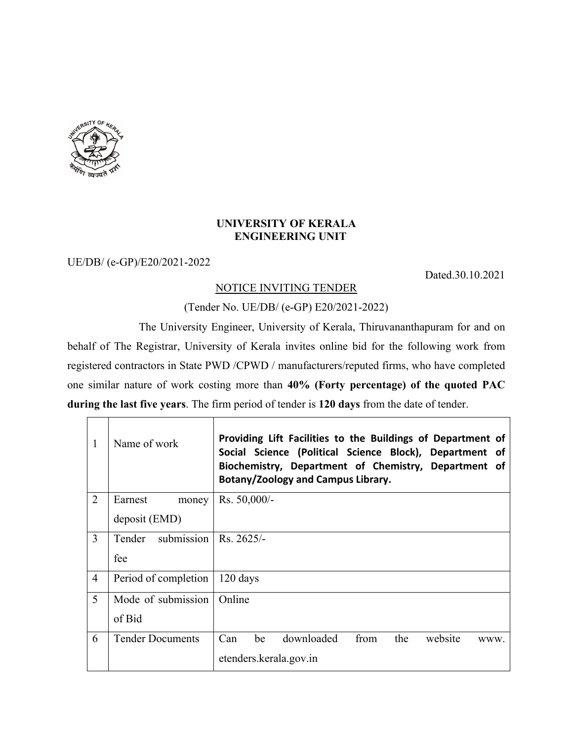# UNIVERSITY OF KERALA
## ENGINEERING UNIT

UE/DB/ (e-GP)/E20/2021-2022

Dated.30.10.2021

NOTICE INVITING TENDER

(Tender No. UE/DB/ (e-GP) E20/2021-2022)

The University Engineer, University of Kerala, Thiruvananthapuram for and on behalf of The Registrar, University of Kerala invites online bid for the following work from registered contractors in State PWD /CPWD / manufacturers/reputed firms, who have completed one similar nature of work costing more than **40% (Forty percentage) of the quoted PAC during the last five years**. The firm period of tender is **120 days** from the date of tender.

| | | |
|---|---|---|
| 1 | Name of work | **Providing Lift Facilities to the Buildings of Department of Social Science (Political Science Block), Department of Biochemistry, Department of Chemistry, Department of Botany/Zoology and Campus Library.** |
| 2 | Earnest money deposit (EMD) | Rs. 50,000/- |
| 3 | Tender submission fee | Rs. 2625/- |
| 4 | Period of completion | 120 days |
| 5 | Mode of submission of Bid | Online |
| 6 | Tender Documents | Can be downloaded from the website www. etenders.kerala.gov.in |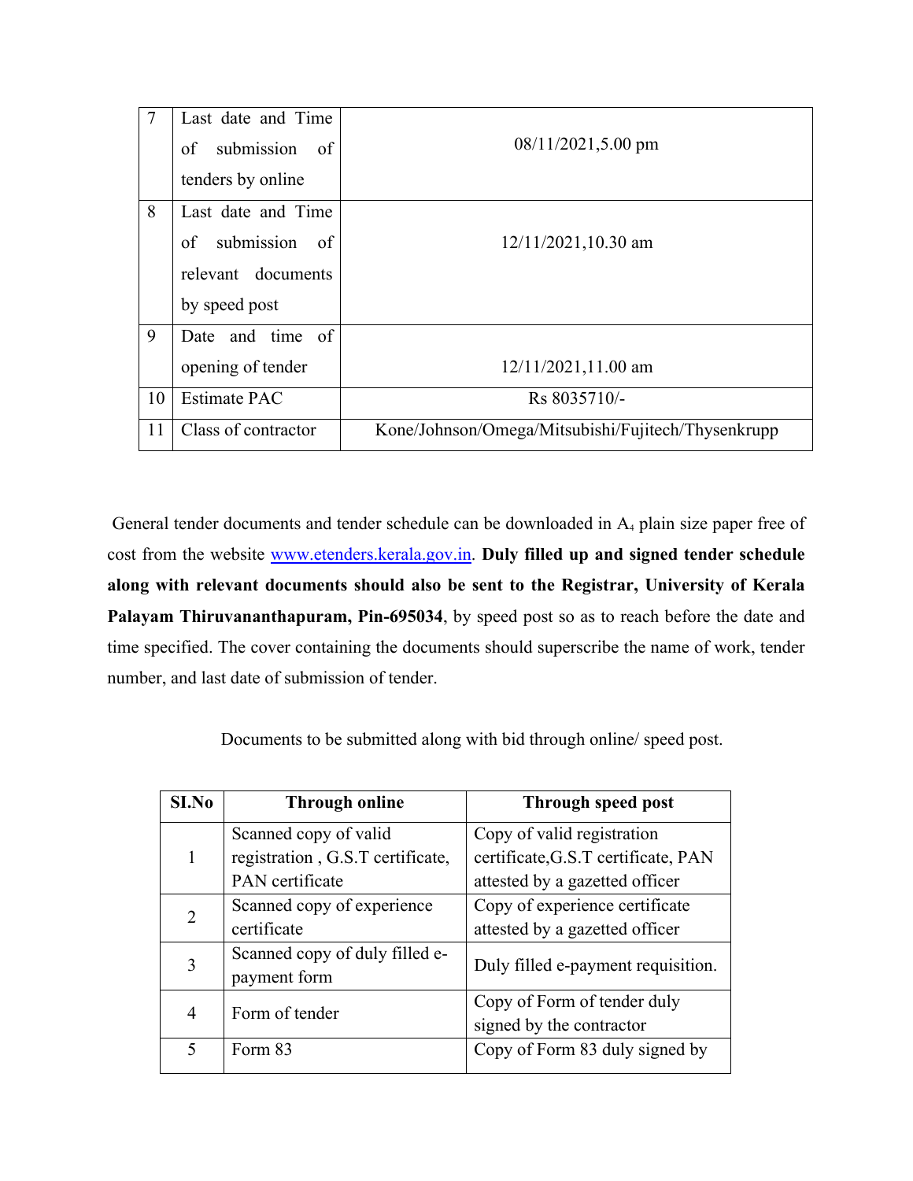| 7 | Last date and Time of submission of tenders by online | 08/11/2021,5.00 pm |
|---|---|---|
| 8 | Last date and Time of submission of relevant documents by speed post | 12/11/2021,10.30 am |
| 9 | Date and time of opening of tender | 12/11/2021,11.00 am |
| 10 | Estimate PAC | Rs 8035710/- |
| 11 | Class of contractor | Kone/Johnson/Omega/Mitsubishi/Fujitech/Thysenkrupp |

General tender documents and tender schedule can be downloaded in $A_4$ plain size paper free of cost from the website [www.etenders.kerala.gov.in](http://www.etenders.kerala.gov.in). **Duly filled up and signed tender schedule along with relevant documents should also be sent to the Registrar, University of Kerala Palayam Thiruvananthapuram, Pin-695034**, by speed post so as to reach before the date and time specified. The cover containing the documents should superscribe the name of work, tender number, and last date of submission of tender.

Documents to be submitted along with bid through online/ speed post.

| SI.No | Through online | Through speed post |
|---|---|---|
| 1 | Scanned copy of valid registration , G.S.T certificate, PAN certificate | Copy of valid registration certificate,G.S.T certificate, PAN attested by a gazetted officer |
| 2 | Scanned copy of experience certificate | Copy of experience certificate attested by a gazetted officer |
| 3 | Scanned copy of duly filled e-payment form | Duly filled e-payment requisition. |
| 4 | Form of tender | Copy of Form of tender duly signed by the contractor |
| 5 | Form 83 | Copy of Form 83 duly signed by |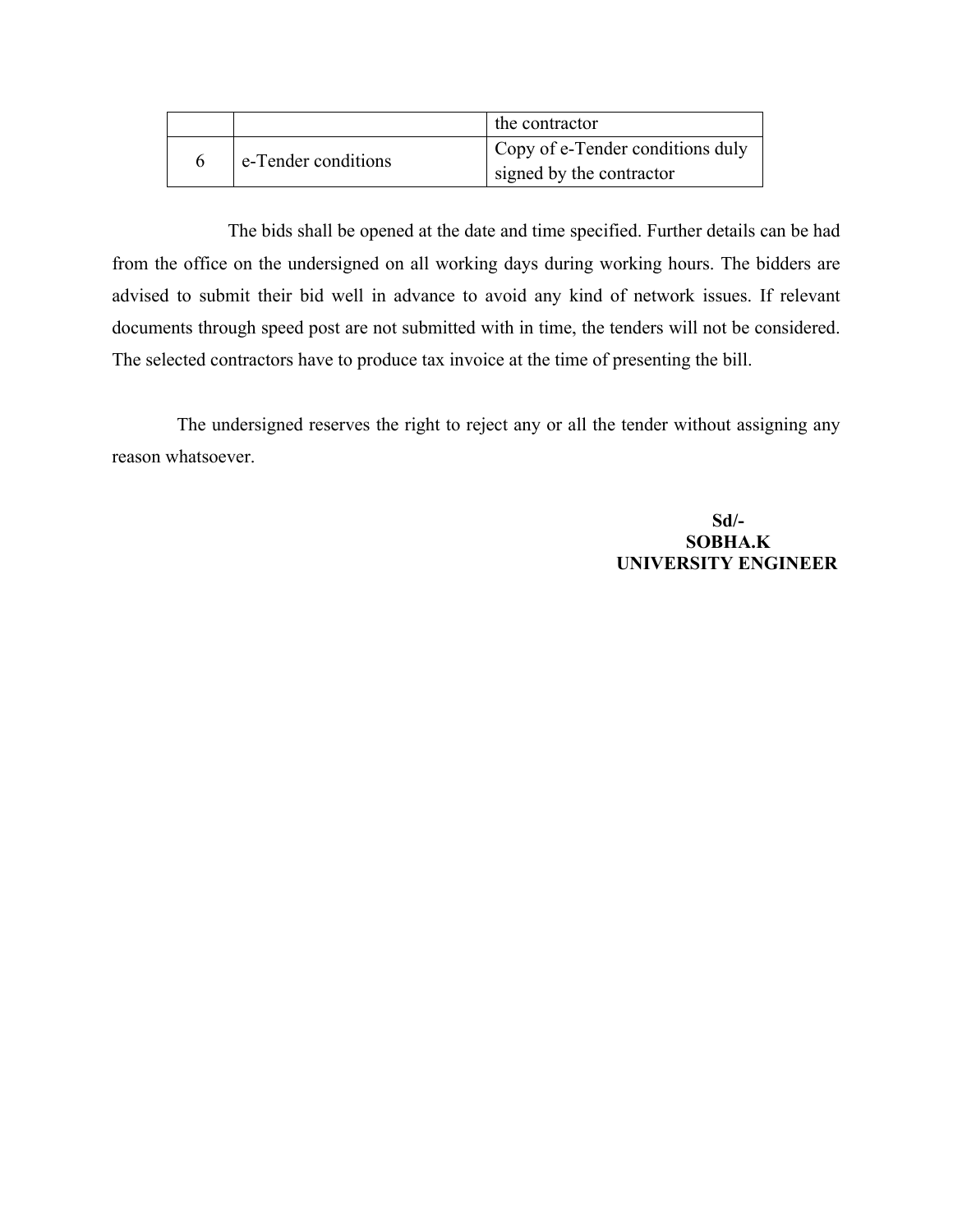| | | |
|---|---|---|
| | | the contractor |
| 6 | e-Tender conditions | Copy of e-Tender conditions duly signed by the contractor |

The bids shall be opened at the date and time specified. Further details can be had from the office on the undersigned on all working days during working hours. The bidders are advised to submit their bid well in advance to avoid any kind of network issues. If relevant documents through speed post are not submitted with in time, the tenders will not be considered. The selected contractors have to produce tax invoice at the time of presenting the bill.

The undersigned reserves the right to reject any or all the tender without assigning any reason whatsoever.

**Sd/-**
**SOBHA.K**
**UNIVERSITY ENGINEER**